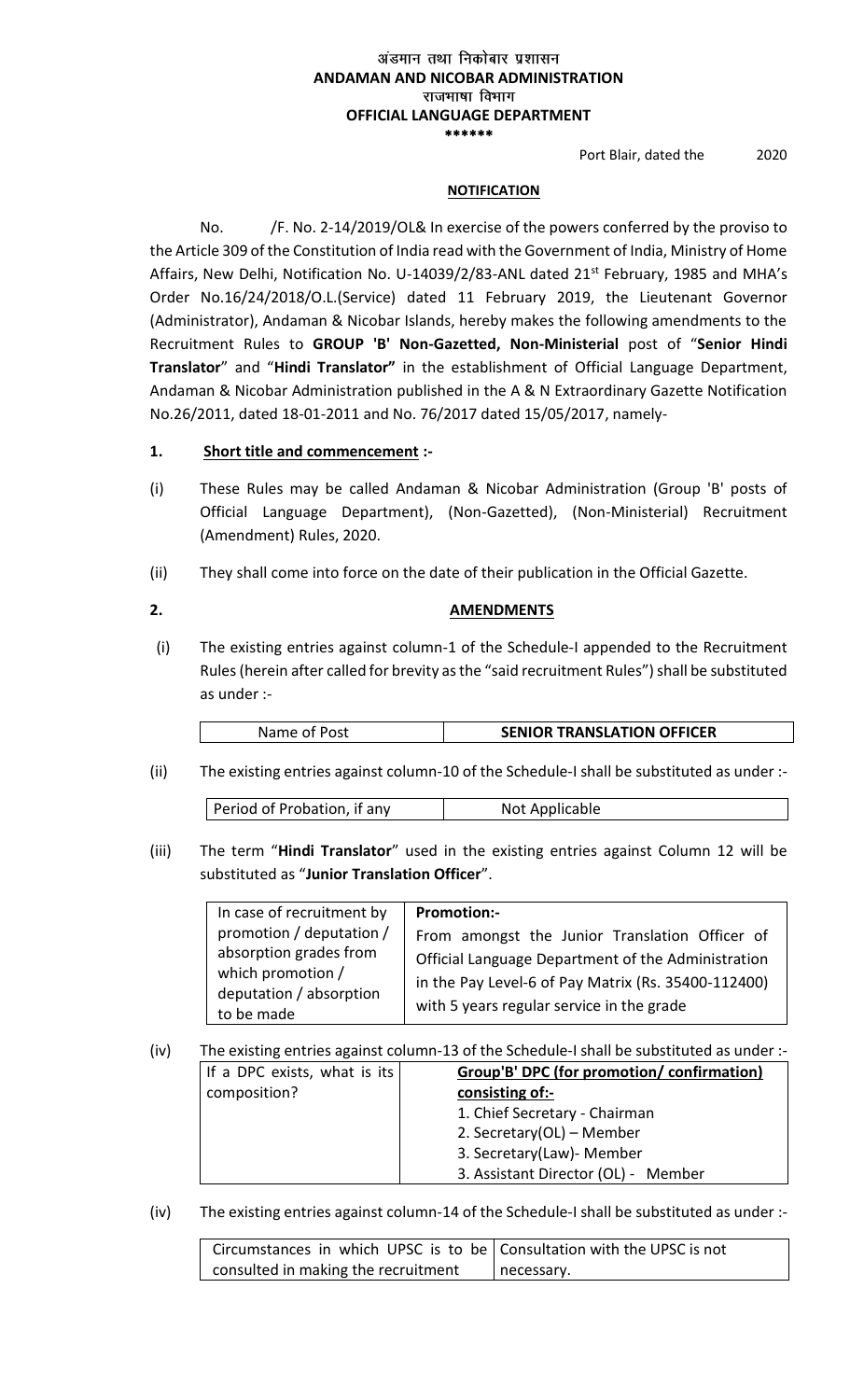**अंडमान तथा निकोबार प्रशासन**
**ANDAMAN AND NICOBAR ADMINISTRATION**
**राजभाषा विभाग**
**OFFICIAL LANGUAGE DEPARTMENT**
**\*\*\*\*\*\***

Port Blair, dated the 2020

**NOTIFICATION**

No. /F. No. 2-14/2019/OL& In exercise of the powers conferred by the proviso to the Article 309 of the Constitution of India read with the Government of India, Ministry of Home Affairs, New Delhi, Notification No. U-14039/2/83-ANL dated 21st February, 1985 and MHA's Order No.16/24/2018/O.L.(Service) dated 11 February 2019, the Lieutenant Governor (Administrator), Andaman & Nicobar Islands, hereby makes the following amendments to the Recruitment Rules to **GROUP 'B' Non-Gazetted, Non-Ministerial** post of "**Senior Hindi Translator**" and "**Hindi Translator"** in the establishment of Official Language Department, Andaman & Nicobar Administration published in the A & N Extraordinary Gazette Notification No.26/2011, dated 18-01-2011 and No. 76/2017 dated 15/05/2017, namely-

**1. Short title and commencement :-**

(i) These Rules may be called Andaman & Nicobar Administration (Group 'B' posts of Official Language Department), (Non-Gazetted), (Non-Ministerial) Recruitment (Amendment) Rules, 2020.

(ii) They shall come into force on the date of their publication in the Official Gazette.

**2. AMENDMENTS**

(i) The existing entries against column-1 of the Schedule-I appended to the Recruitment Rules (herein after called for brevity as the "said recruitment Rules") shall be substituted as under :-

| Name of Post | **SENIOR TRANSLATION OFFICER** |
|---|---|

(ii) The existing entries against column-10 of the Schedule-I shall be substituted as under :-

| Period of Probation, if any | Not Applicable |
|---|---|

(iii) The term "**Hindi Translator**" used in the existing entries against Column 12 will be substituted as "**Junior Translation Officer**".

| In case of recruitment by promotion / deputation / absorption grades from which promotion / deputation / absorption to be made | **Promotion:-** From amongst the Junior Translation Officer of Official Language Department of the Administration in the Pay Level-6 of Pay Matrix (Rs. 35400-112400) with 5 years regular service in the grade |
|---|---|

(iv) The existing entries against column-13 of the Schedule-I shall be substituted as under :-

| If a DPC exists, what is its composition? | **Group'B' DPC (for promotion/ confirmation) consisting of:-**<br>1. Chief Secretary - Chairman<br>2. Secretary(OL) – Member<br>3. Secretary(Law)- Member<br>3. Assistant Director (OL) - Member |
|---|---|

(iv) The existing entries against column-14 of the Schedule-I shall be substituted as under :-

| Circumstances in which UPSC is to be consulted in making the recruitment | Consultation with the UPSC is not necessary. |
|---|---|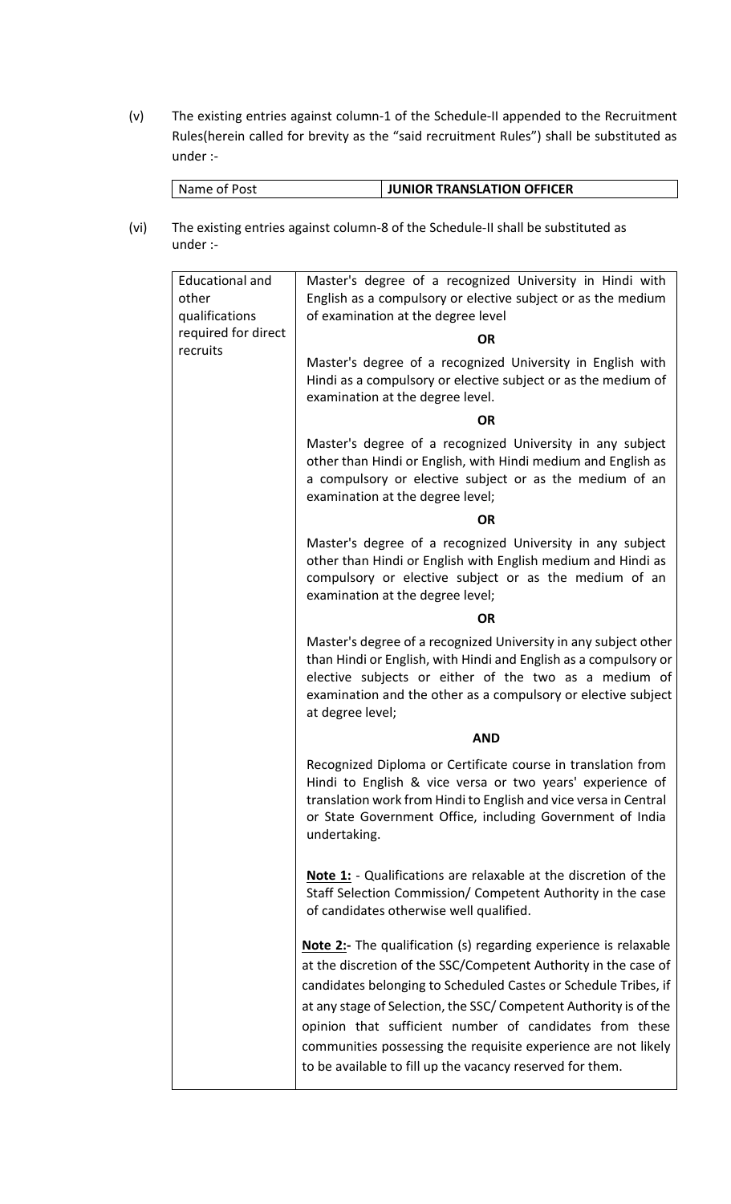(v) The existing entries against column-1 of the Schedule-II appended to the Recruitment Rules(herein called for brevity as the "said recruitment Rules") shall be substituted as under :-

| Name of Post | **JUNIOR TRANSLATION OFFICER** |
|---|---|

(vi) The existing entries against column-8 of the Schedule-II shall be substituted as under :-

| | |
|---|---|
| Educational and other qualifications required for direct recruits | Master's degree of a recognized University in Hindi with English as a compulsory or elective subject or as the medium of examination at the degree level<br><br>**OR**<br><br>Master's degree of a recognized University in English with Hindi as a compulsory or elective subject or as the medium of examination at the degree level.<br><br>**OR**<br><br>Master's degree of a recognized University in any subject other than Hindi or English, with Hindi medium and English as a compulsory or elective subject or as the medium of an examination at the degree level;<br><br>**OR**<br><br>Master's degree of a recognized University in any subject other than Hindi or English with English medium and Hindi as compulsory or elective subject or as the medium of an examination at the degree level;<br><br>**OR**<br><br>Master's degree of a recognized University in any subject other than Hindi or English, with Hindi and English as a compulsory or elective subjects or either of the two as a medium of examination and the other as a compulsory or elective subject at degree level;<br><br>**AND**<br><br>Recognized Diploma or Certificate course in translation from Hindi to English & vice versa or two years' experience of translation work from Hindi to English and vice versa in Central or State Government Office, including Government of India undertaking.<br><br>**Note 1:** - Qualifications are relaxable at the discretion of the Staff Selection Commission/ Competent Authority in the case of candidates otherwise well qualified.<br><br>**Note 2:-** The qualification (s) regarding experience is relaxable at the discretion of the SSC/Competent Authority in the case of candidates belonging to Scheduled Castes or Schedule Tribes, if at any stage of Selection, the SSC/ Competent Authority is of the opinion that sufficient number of candidates from these communities possessing the requisite experience are not likely to be available to fill up the vacancy reserved for them. |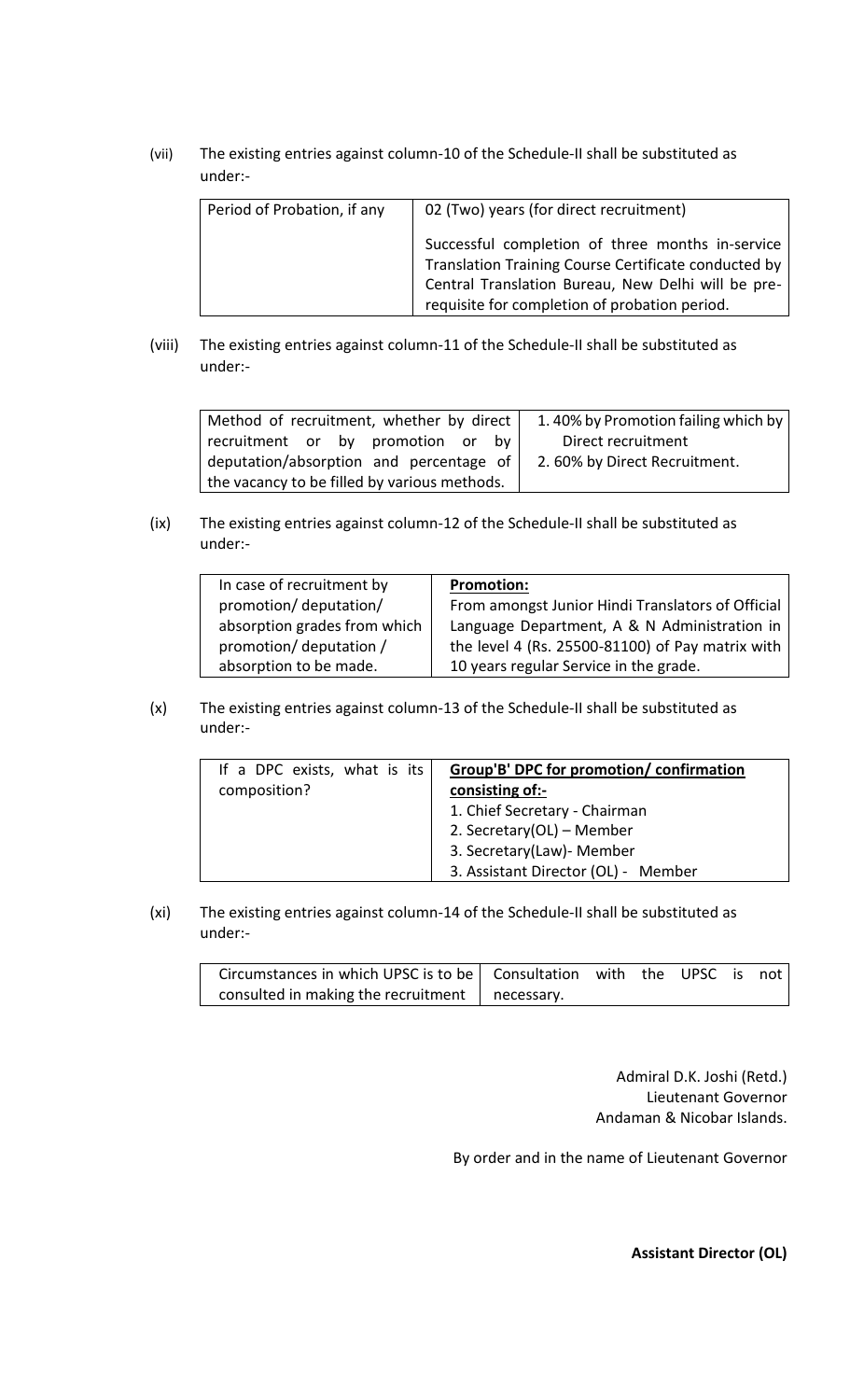(vii) The existing entries against column-10 of the Schedule-II shall be substituted as under:-

| Period of Probation, if any | 02 (Two) years (for direct recruitment)<br><br>Successful completion of three months in-service Translation Training Course Certificate conducted by Central Translation Bureau, New Delhi will be pre-requisite for completion of probation period. |
|---|---|

(viii) The existing entries against column-11 of the Schedule-II shall be substituted as under:-

| Method of recruitment, whether by direct recruitment or by promotion or by deputation/absorption and percentage of the vacancy to be filled by various methods. | 1. 40% by Promotion failing which by Direct recruitment<br>2. 60% by Direct Recruitment. |
|---|---|

(ix) The existing entries against column-12 of the Schedule-II shall be substituted as under:-

| In case of recruitment by promotion/ deputation/ absorption grades from which promotion/ deputation / absorption to be made. | **Promotion:**<br>From amongst Junior Hindi Translators of Official Language Department, A & N Administration in the level 4 (Rs. 25500-81100) of Pay matrix with 10 years regular Service in the grade. |
|---|---|

(x) The existing entries against column-13 of the Schedule-II shall be substituted as under:-

| If a DPC exists, what is its composition? | **Group'B' DPC for promotion/ confirmation consisting of:-**<br>1. Chief Secretary - Chairman<br>2. Secretary(OL) – Member<br>3. Secretary(Law)- Member<br>3. Assistant Director (OL) - Member |
|---|---|

(xi) The existing entries against column-14 of the Schedule-II shall be substituted as under:-

| Circumstances in which UPSC is to be consulted in making the recruitment | Consultation with the UPSC is not necessary. |
|---|---|

Admiral D.K. Joshi (Retd.)
Lieutenant Governor
Andaman & Nicobar Islands.

By order and in the name of Lieutenant Governor

**Assistant Director (OL)**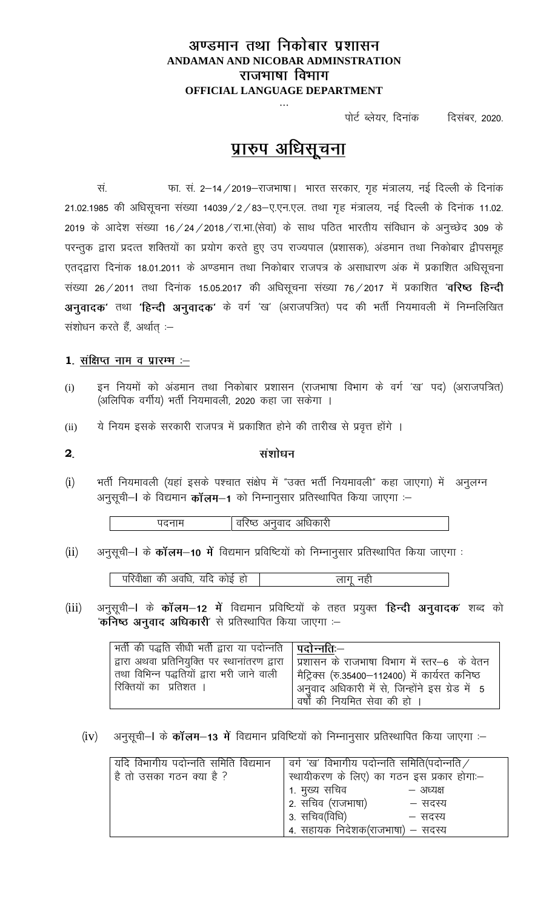# अण्डमान तथा निकोबार प्रशासन
# ANDAMAN AND NICOBAR ADMINSTRATION
## राजभाषा विभाग
## OFFICIAL LANGUAGE DEPARTMENT

...

पोर्ट ब्लेयर, दिनांक दिसंबर, 2020.

## प्रारुप अधिसूचना

सं. फा. सं. 2–14/2019–राजभाषा। भारत सरकार, गृह मंत्रालय, नई दिल्ली के दिनांक 21.02.1985 की अधिसूचना संख्या 14039/2/83–ए.एन.एल. तथा गृह मंत्रालय, नई दिल्ली के दिनांक 11.02. 2019 के आदेश संख्या 16/24/2018/रा.भा.(सेवा) के साथ पठित भारतीय संविधान के अनुच्छेद 309 के परन्तुक द्वारा प्रदत्त शक्तियों का प्रयोग करते हुए उप राज्यपाल (प्रशासक), अंडमान तथा निकोबार द्वीपसमूह एतद्द्वारा दिनांक 18.01.2011 के अण्डमान तथा निकोबार राजपत्र के असाधारण अंक में प्रकाशित अधिसूचना संख्या 26/2011 तथा दिनांक 15.05.2017 की अधिसूचना संख्या 76/2017 में प्रकाशित **'वरिष्ठ हिन्दी अनुवादक'** तथा **'हिन्दी अनुवादक'** के वर्ग 'ख' (अराजपत्रित) पद की भर्ती नियमावली में निम्नलिखित संशोधन करते हैं, अर्थात् :–

**1. संक्षिप्त नाम व प्रारम्भ :–**

(i) इन नियमों को अंडमान तथा निकोबार प्रशासन (राजभाषा विभाग के वर्ग 'ख' पद) (अराजपत्रित) (अलिपिक वर्गीय) भर्ती नियमावली, 2020 कहा जा सकेगा ।

(ii) ये नियम इसके सरकारी राजपत्र में प्रकाशित होने की तारीख से प्रवृत्त होंगे ।

**2. संशोधन**

(i) भर्ती नियमावली (यहां इसके पश्चात संक्षेप में "उक्त भर्ती नियमावली" कहा जाएगा) में अनुलग्न अनुसूची–I के विद्यमान **कॉलम–1** को निम्नानुसार प्रतिस्थापित किया जाएगा :–

| पदनाम | वरिष्ठ अनुवाद अधिकारी |
|---|---|

(ii) अनुसूची–I के **कॉलम–10 में** विद्यमान प्रविष्टियों को निम्नानुसार प्रतिस्थापित किया जाएगा :

| परिवीक्षा की अवधि, यदि कोई हो | लागू नही |
|---|---|

(iii) अनुसूची–I के **कॉलम–12 में** विद्यमान प्रविष्टियों के तहत प्रयुक्त '**हिन्दी अनुवादक**' शब्द को '**कनिष्ठ अनुवाद अधिकारी**' से प्रतिस्थापित किया जाएगा :–

| भर्ती की पद्धति सीधी भर्ती द्वारा या पदोन्नति द्वारा अथवा प्रतिनियुक्ति पर स्थानांतरण द्वारा तथा विभिन्न पद्धतियों द्वारा भरी जाने वाली रिक्तियों का प्रतिशत । | **पदोन्नतिः–** प्रशासन के राजभाषा विभाग में स्तर–6 के वेतन मैट्रिक्स (रु.35400–112400) में कार्यरत कनिष्ठ अनुवाद अधिकारी में से, जिन्होंने इस ग्रेड में 5 वर्षों की नियमित सेवा की हो । |
|---|---|

(iv) अनुसूची–I के **कॉलम–13 में** विद्यमान प्रविष्टियों को निम्नानुसार प्रतिस्थापित किया जाएगा :–

| यदि विभागीय पदोन्नति समिति विद्यमान है तो उसका गठन क्या है ? | वर्ग 'ख' विभागीय पदोन्नति समिति(पदोन्नति/ स्थायीकरण के लिए) का गठन इस प्रकार होगा:– 1. मुख्य सचिव – अध्यक्ष 2. सचिव (राजभाषा) – सदस्य 3. सचिव(विधि) – सदस्य 4. सहायक निदेशक(राजभाषा) – सदस्य |
|---|---|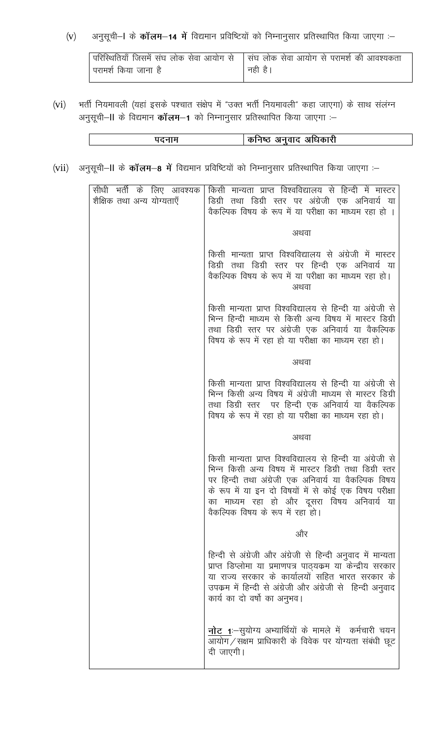(v) अनुसूची–I के **कॉलम–14 में** विद्यमान प्रविष्टियों को निम्नानुसार प्रतिस्थापित किया जाएगा :–

| परिस्थितियाँ जिसमें संघ लोक सेवा आयोग से परामर्श किया जाना है | संघ लोक सेवा आयोग से परामर्श की आवश्यकता नही है। |
|---|---|

(vi) भर्ती नियमावली (यहां इसके पश्चात संक्षेप में "उक्त भर्ती नियमावली" कहा जाएगा) के साथ संलंग्न अनुसूची–II के विद्यमान **कॉलम–1** को निम्नानुसार प्रतिस्थापित किया जाएगा :–

| पदनाम | कनिष्ठ अनुवाद अधिकारी |
|---|---|

(vii) अनुसूची–II के **कॉलम–8 में** विद्यमान प्रविष्टियों को निम्नानुसार प्रतिस्थापित किया जाएगा :–

| सीधी भर्ती के लिए आवश्यक शैक्षिक तथा अन्य योग्यताएँ | किसी मान्यता प्राप्त विश्वविद्यालय से हिन्दी में मास्टर डिग्री तथा डिग्री स्तर पर अंग्रेजी एक अनिवार्य या वैकल्पिक विषय के रूप में या परीक्षा का माध्यम रहा हो ।<br><br>अथवा<br><br>किसी मान्यता प्राप्त विश्वविद्यालय से अंग्रेजी में मास्टर डिग्री तथा डिग्री स्तर पर हिन्दी एक अनिवार्य या वैकल्पिक विषय के रूप में या परीक्षा का माध्यम रहा हो।<br>अथवा<br><br>किसी मान्यता प्राप्त विश्वविद्यालय से हिन्दी या अंग्रेजी से भिन्न हिन्दी माध्यम से किसी अन्य विषय में मास्टर डिग्री तथा डिग्री स्तर पर अंग्रेजी एक अनिवार्य या वैकल्पिक विषय के रूप में रहा हो या परीक्षा का माध्यम रहा हो।<br><br>अथवा<br><br>किसी मान्यता प्राप्त विश्वविद्यालय से हिन्दी या अंग्रेजी से भिन्न किसी अन्य विषय में अंग्रेजी माध्यम से मास्टर डिग्री तथा डिग्री स्तर पर हिन्दी एक अनिवार्य या वैकल्पिक विषय के रूप में रहा हो या परीक्षा का माध्यम रहा हो।<br><br>अथवा<br><br>किसी मान्यता प्राप्त विश्वविद्यालय से हिन्दी या अंग्रेजी से भिन्न किसी अन्य विषय में मास्टर डिग्री तथा डिग्री स्तर पर हिन्दी तथा अंग्रेजी एक अनिवार्य या वैकल्पिक विषय के रूप में या इन दो विषयों में से कोई एक विषय परीक्षा का माध्यम रहा हो और दूसरा विषय अनिवार्य या वैकल्पिक विषय के रूप में रहा हो।<br><br>और<br><br>हिन्दी से अंग्रेजी और अंग्रेजी से हिन्दी अनुवाद में मान्यता प्राप्त डिप्लोमा या प्रमाणपत्र पाठ्यक्रम या केन्द्रीय सरकार या राज्य सरकार के कार्यालयों सहित भारत सरकार के उपक्रम में हिन्दी से अंग्रेजी और अंग्रेजी से हिन्दी अनुवाद कार्य का दो वर्षो का अनुभव।<br><br>**नोट 1**:–सुयोग्य अभ्यार्थियों के मामले में कर्मचारी चयन आयोग/सक्षम प्राधिकारी के विवेक पर योग्यता संबंधी छूट दी जाएगी। |
|---|---|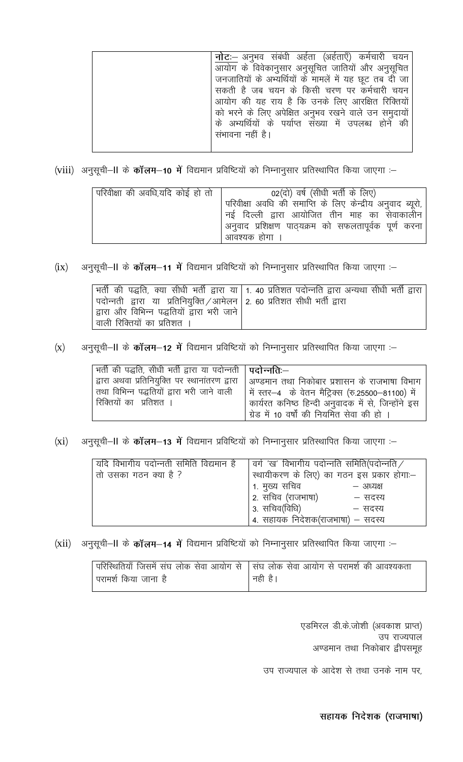| | |
|---|---|
| | **नोटः**– अनुभव संबंधी अर्हता (अर्हताएँ) कर्मचारी चयन आयोग के विवेकानुसार अनुसूचित जातियों और अनुसूचित जनजातियों के अभ्यर्थियों के मामलें में यह छूट तब दी जा सकती है जब चयन के किसी चरण पर कर्मचारी चयन आयोग की यह राय है कि उनके लिए आरक्षित रिक्तियों को भरने के लिए अपेक्षित अनुभव रखने वाले उन समुदायों के अभ्यर्थियों के पर्याप्त संख्या में उपलब्ध होने की संभावना नहीं है। |

(viii) अनुसूची–II के **कॉलम–10 में** विद्यमान प्रविष्टियों को निम्नानुसार प्रतिस्थापित किया जाएगा :–

| | |
|---|---|
| परिवीक्षा की अवधि,यदि कोई हो तो | 02(दो) वर्ष (सीधी भर्ती के लिए)<br>परिवीक्षा अवधि की समाप्ति के लिए केन्द्रीय अनुवाद ब्यूरो, नई दिल्ली द्वारा आयोजित तीन माह का सेवाकालीन अनुवाद प्रशिक्षण पाठ्यक्रम को सफलतापूर्वक पूर्ण करना आवश्यक होगा । |

(ix) अनुसूची–II के **कॉलम–11 में** विद्यमान प्रविष्टियों को निम्नानुसार प्रतिस्थापित किया जाएगा :–

| | |
|---|---|
| भर्ती की पद्धति, क्या सीधी भर्ती द्वारा या पदोन्नती द्वारा या प्रतिनियुक्ति/आमेलन द्वारा और विभिन्न पद्धतियों द्वारा भरी जाने वाली रिक्तियों का प्रतिशत । | 1. 40 प्रतिशत पदोन्नति द्वारा अन्यथा सीधी भर्ती द्वारा<br>2. 60 प्रतिशत सीधी भर्ती द्वारा |

(x) अनुसूची–II के **कॉलम–12 में** विद्यमान प्रविष्टियों को निम्नानुसार प्रतिस्थापित किया जाएगा :–

| | |
|---|---|
| भर्ती की पद्धति, सीधी भर्ती द्वारा या पदोन्नती द्वारा अथवा प्रतिनियुक्ति पर स्थानांतरण द्वारा तथा विभिन्न पद्धतियों द्वारा भरी जाने वाली रिक्तियों का प्रतिशत । | **पदोन्नतिः**–<br>अण्डमान तथा निकोबार प्रशासन के राजभाषा विभाग में स्तर–4 के वेतन मैट्रिक्स (रु.25500–81100) में कार्यरत कनिष्ठ हिन्दी अनुवादक में से, जिन्होंने इस ग्रेड में 10 वर्षों की नियमित सेवा की हो । |

(xi) अनुसूची–II के **कॉलम–13 में** विद्यमान प्रविष्टियों को निम्नानुसार प्रतिस्थापित किया जाएगा :–

| | |
|---|---|
| यदि विभागीय पदोन्नती समिति विद्यमान है तो उसका गठन क्या है ? | वर्ग 'ख' विभागीय पदोन्नति समिति(पदोन्नति/स्थायीकरण के लिए) का गठन इस प्रकार होगाः–<br>1. मुख्य सचिव – अध्यक्ष<br>2. सचिव (राजभाषा) – सदस्य<br>3. सचिव(विधि) – सदस्य<br>4. सहायक निदेशक(राजभाषा) – सदस्य |

(xii) अनुसूची–II के **कॉलम–14 में** विद्यमान प्रविष्टियों को निम्नानुसार प्रतिस्थापित किया जाएगा :–

| | |
|---|---|
| परिस्थितियाँ जिसमें संघ लोक सेवा आयोग से परामर्श किया जाना है | संघ लोक सेवा आयोग से परामर्श की आवश्यकता नही है। |

एडमिरल डी.के.जोशी (अवकाश प्राप्त)
उप राज्यपाल
अण्डमान तथा निकोबार द्वीपसमूह

उप राज्यपाल के आदेश से तथा उनके नाम पर,

**सहायक निदेशक (राजभाषा)**